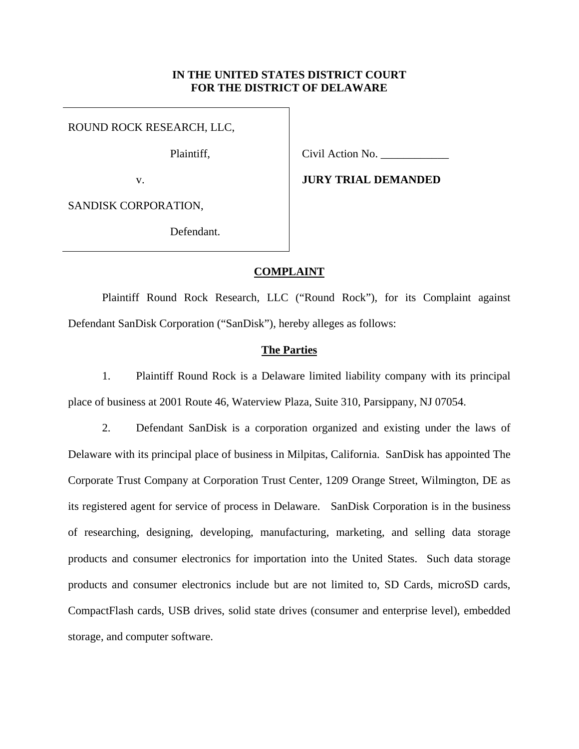**IN THE UNITED STATES DISTRICT COURT**
**FOR THE DISTRICT OF DELAWARE**

| | |
|---|---|
| ROUND ROCK RESEARCH, LLC, | |
| Plaintiff, | Civil Action No. ____________ |
| v. | **JURY TRIAL DEMANDED** |
| SANDISK CORPORATION, | |
| Defendant. | |

## COMPLAINT

Plaintiff Round Rock Research, LLC ("Round Rock"), for its Complaint against Defendant SanDisk Corporation ("SanDisk"), hereby alleges as follows:

### The Parties

1. Plaintiff Round Rock is a Delaware limited liability company with its principal place of business at 2001 Route 46, Waterview Plaza, Suite 310, Parsippany, NJ 07054.

2. Defendant SanDisk is a corporation organized and existing under the laws of Delaware with its principal place of business in Milpitas, California. SanDisk has appointed The Corporate Trust Company at Corporation Trust Center, 1209 Orange Street, Wilmington, DE as its registered agent for service of process in Delaware. SanDisk Corporation is in the business of researching, designing, developing, manufacturing, marketing, and selling data storage products and consumer electronics for importation into the United States. Such data storage products and consumer electronics include but are not limited to, SD Cards, microSD cards, CompactFlash cards, USB drives, solid state drives (consumer and enterprise level), embedded storage, and computer software.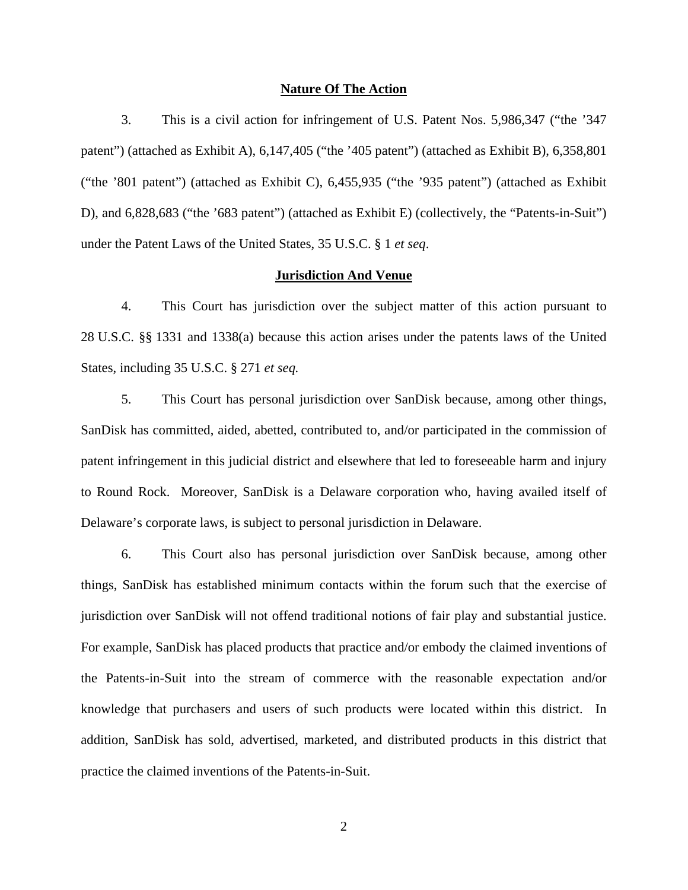## Nature Of The Action

3. This is a civil action for infringement of U.S. Patent Nos. 5,986,347 ("the '347 patent") (attached as Exhibit A), 6,147,405 ("the '405 patent") (attached as Exhibit B), 6,358,801 ("the '801 patent") (attached as Exhibit C), 6,455,935 ("the '935 patent") (attached as Exhibit D), and 6,828,683 ("the '683 patent") (attached as Exhibit E) (collectively, the "Patents-in-Suit") under the Patent Laws of the United States, 35 U.S.C. § 1 *et seq*.

## Jurisdiction And Venue

4. This Court has jurisdiction over the subject matter of this action pursuant to 28 U.S.C. §§ 1331 and 1338(a) because this action arises under the patents laws of the United States, including 35 U.S.C. § 271 *et seq.*

5. This Court has personal jurisdiction over SanDisk because, among other things, SanDisk has committed, aided, abetted, contributed to, and/or participated in the commission of patent infringement in this judicial district and elsewhere that led to foreseeable harm and injury to Round Rock. Moreover, SanDisk is a Delaware corporation who, having availed itself of Delaware's corporate laws, is subject to personal jurisdiction in Delaware.

6. This Court also has personal jurisdiction over SanDisk because, among other things, SanDisk has established minimum contacts within the forum such that the exercise of jurisdiction over SanDisk will not offend traditional notions of fair play and substantial justice. For example, SanDisk has placed products that practice and/or embody the claimed inventions of the Patents-in-Suit into the stream of commerce with the reasonable expectation and/or knowledge that purchasers and users of such products were located within this district. In addition, SanDisk has sold, advertised, marketed, and distributed products in this district that practice the claimed inventions of the Patents-in-Suit.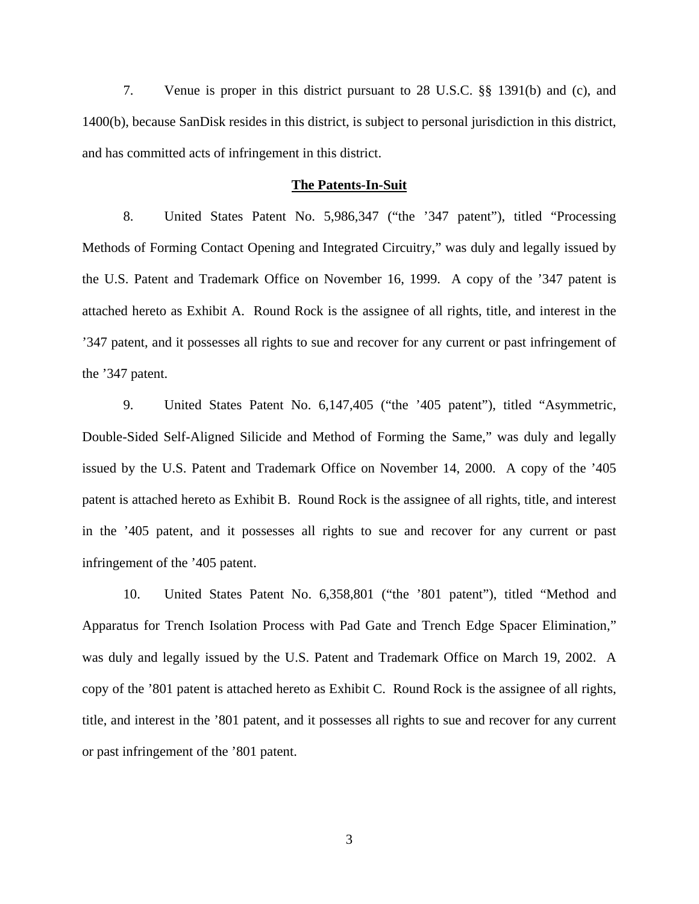7. Venue is proper in this district pursuant to 28 U.S.C. §§ 1391(b) and (c), and 1400(b), because SanDisk resides in this district, is subject to personal jurisdiction in this district, and has committed acts of infringement in this district.

## The Patents-In-Suit

8. United States Patent No. 5,986,347 ("the '347 patent"), titled "Processing Methods of Forming Contact Opening and Integrated Circuitry," was duly and legally issued by the U.S. Patent and Trademark Office on November 16, 1999. A copy of the '347 patent is attached hereto as Exhibit A. Round Rock is the assignee of all rights, title, and interest in the '347 patent, and it possesses all rights to sue and recover for any current or past infringement of the '347 patent.

9. United States Patent No. 6,147,405 ("the '405 patent"), titled "Asymmetric, Double-Sided Self-Aligned Silicide and Method of Forming the Same," was duly and legally issued by the U.S. Patent and Trademark Office on November 14, 2000. A copy of the '405 patent is attached hereto as Exhibit B. Round Rock is the assignee of all rights, title, and interest in the '405 patent, and it possesses all rights to sue and recover for any current or past infringement of the '405 patent.

10. United States Patent No. 6,358,801 ("the '801 patent"), titled "Method and Apparatus for Trench Isolation Process with Pad Gate and Trench Edge Spacer Elimination," was duly and legally issued by the U.S. Patent and Trademark Office on March 19, 2002. A copy of the '801 patent is attached hereto as Exhibit C. Round Rock is the assignee of all rights, title, and interest in the '801 patent, and it possesses all rights to sue and recover for any current or past infringement of the '801 patent.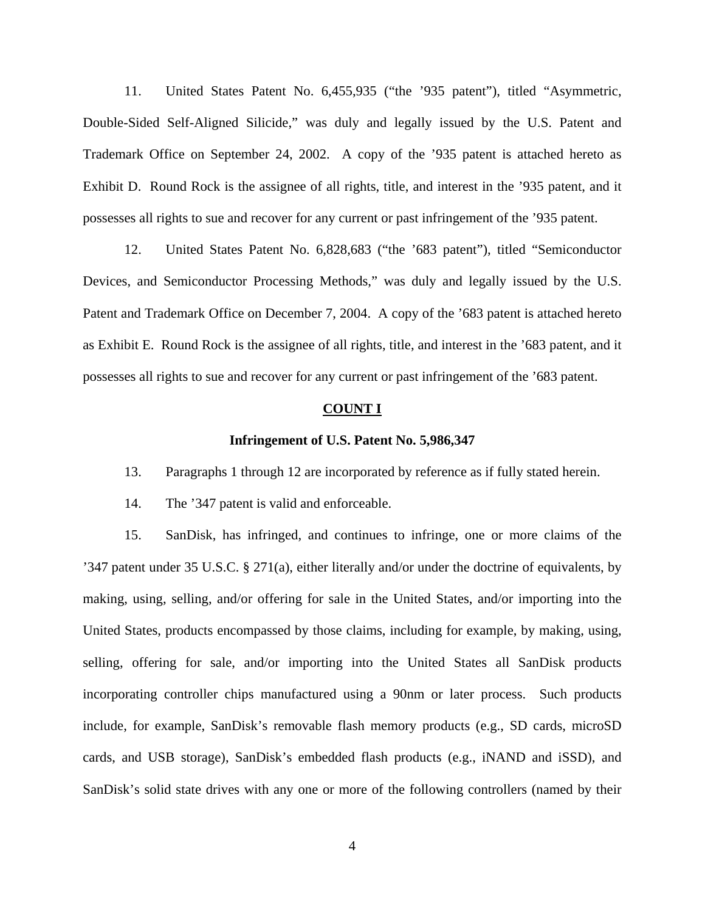11. United States Patent No. 6,455,935 ("the '935 patent"), titled "Asymmetric, Double-Sided Self-Aligned Silicide," was duly and legally issued by the U.S. Patent and Trademark Office on September 24, 2002. A copy of the '935 patent is attached hereto as Exhibit D. Round Rock is the assignee of all rights, title, and interest in the '935 patent, and it possesses all rights to sue and recover for any current or past infringement of the '935 patent.

12. United States Patent No. 6,828,683 ("the '683 patent"), titled "Semiconductor Devices, and Semiconductor Processing Methods," was duly and legally issued by the U.S. Patent and Trademark Office on December 7, 2004. A copy of the '683 patent is attached hereto as Exhibit E. Round Rock is the assignee of all rights, title, and interest in the '683 patent, and it possesses all rights to sue and recover for any current or past infringement of the '683 patent.

## COUNT I

### Infringement of U.S. Patent No. 5,986,347

13. Paragraphs 1 through 12 are incorporated by reference as if fully stated herein.

14. The '347 patent is valid and enforceable.

15. SanDisk, has infringed, and continues to infringe, one or more claims of the '347 patent under 35 U.S.C. § 271(a), either literally and/or under the doctrine of equivalents, by making, using, selling, and/or offering for sale in the United States, and/or importing into the United States, products encompassed by those claims, including for example, by making, using, selling, offering for sale, and/or importing into the United States all SanDisk products incorporating controller chips manufactured using a 90nm or later process. Such products include, for example, SanDisk's removable flash memory products (e.g., SD cards, microSD cards, and USB storage), SanDisk's embedded flash products (e.g., iNAND and iSSD), and SanDisk's solid state drives with any one or more of the following controllers (named by their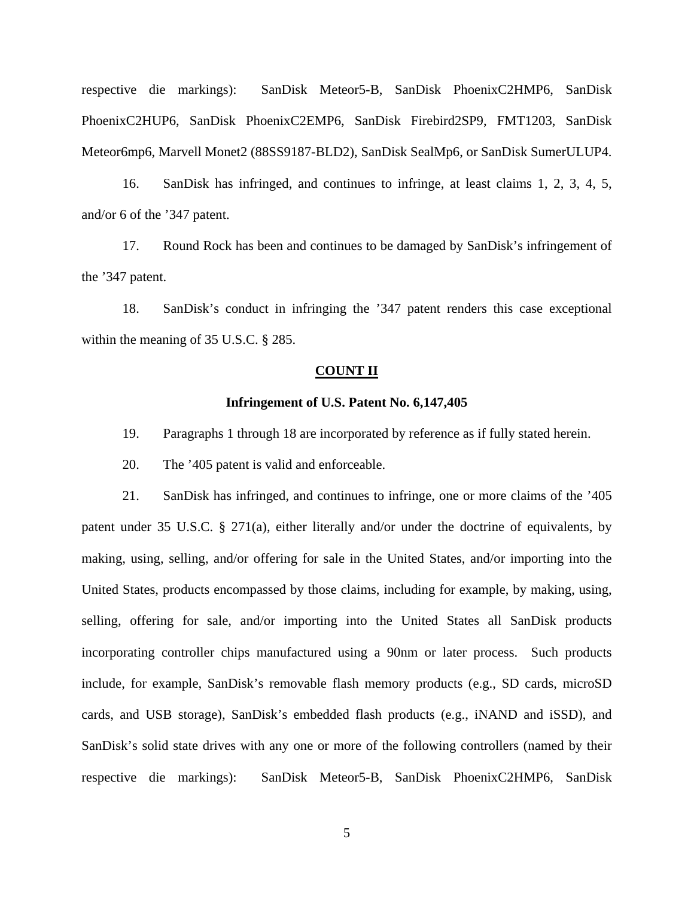respective die markings): SanDisk Meteor5-B, SanDisk PhoenixC2HMP6, SanDisk PhoenixC2HUP6, SanDisk PhoenixC2EMP6, SanDisk Firebird2SP9, FMT1203, SanDisk Meteor6mp6, Marvell Monet2 (88SS9187-BLD2), SanDisk SealMp6, or SanDisk SumerULUP4.

16. SanDisk has infringed, and continues to infringe, at least claims 1, 2, 3, 4, 5, and/or 6 of the ’347 patent.

17. Round Rock has been and continues to be damaged by SanDisk’s infringement of the ’347 patent.

18. SanDisk’s conduct in infringing the ’347 patent renders this case exceptional within the meaning of 35 U.S.C. § 285.

## COUNT II

### Infringement of U.S. Patent No. 6,147,405

19. Paragraphs 1 through 18 are incorporated by reference as if fully stated herein.

20. The ’405 patent is valid and enforceable.

21. SanDisk has infringed, and continues to infringe, one or more claims of the ’405 patent under 35 U.S.C. § 271(a), either literally and/or under the doctrine of equivalents, by making, using, selling, and/or offering for sale in the United States, and/or importing into the United States, products encompassed by those claims, including for example, by making, using, selling, offering for sale, and/or importing into the United States all SanDisk products incorporating controller chips manufactured using a 90nm or later process. Such products include, for example, SanDisk’s removable flash memory products (e.g., SD cards, microSD cards, and USB storage), SanDisk’s embedded flash products (e.g., iNAND and iSSD), and SanDisk’s solid state drives with any one or more of the following controllers (named by their respective die markings): SanDisk Meteor5-B, SanDisk PhoenixC2HMP6, SanDisk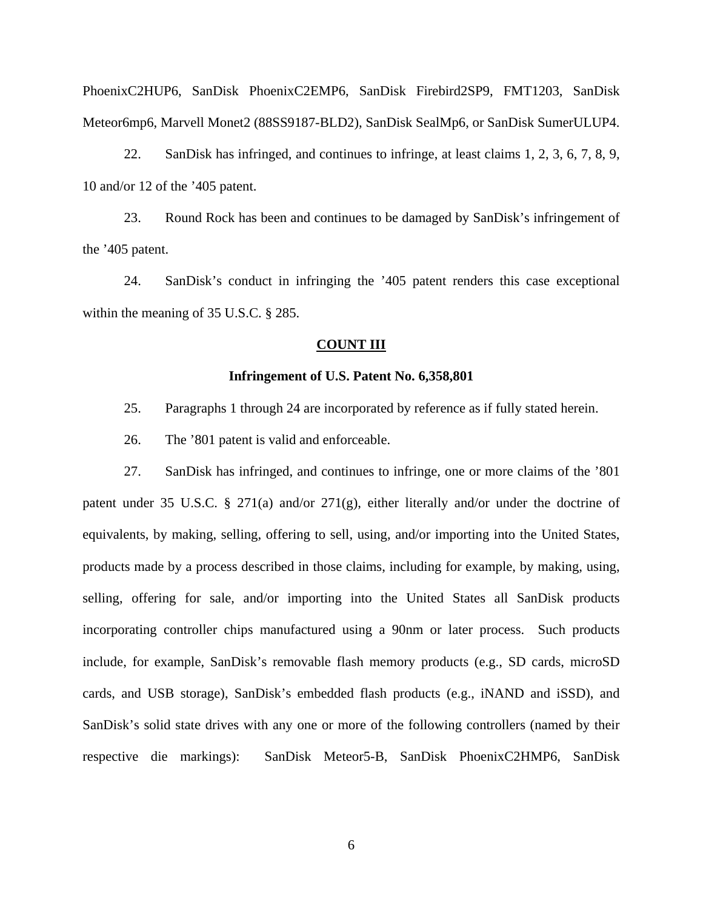PhoenixC2HUP6, SanDisk PhoenixC2EMP6, SanDisk Firebird2SP9, FMT1203, SanDisk Meteor6mp6, Marvell Monet2 (88SS9187-BLD2), SanDisk SealMp6, or SanDisk SumerULUP4.

22. SanDisk has infringed, and continues to infringe, at least claims 1, 2, 3, 6, 7, 8, 9, 10 and/or 12 of the ’405 patent.

23. Round Rock has been and continues to be damaged by SanDisk’s infringement of the ’405 patent.

24. SanDisk’s conduct in infringing the ’405 patent renders this case exceptional within the meaning of 35 U.S.C. § 285.

**COUNT III**

**Infringement of U.S. Patent No. 6,358,801**

25. Paragraphs 1 through 24 are incorporated by reference as if fully stated herein.

26. The ’801 patent is valid and enforceable.

27. SanDisk has infringed, and continues to infringe, one or more claims of the ’801 patent under 35 U.S.C. § 271(a) and/or 271(g), either literally and/or under the doctrine of equivalents, by making, selling, offering to sell, using, and/or importing into the United States, products made by a process described in those claims, including for example, by making, using, selling, offering for sale, and/or importing into the United States all SanDisk products incorporating controller chips manufactured using a 90nm or later process. Such products include, for example, SanDisk’s removable flash memory products (e.g., SD cards, microSD cards, and USB storage), SanDisk’s embedded flash products (e.g., iNAND and iSSD), and SanDisk’s solid state drives with any one or more of the following controllers (named by their respective die markings): SanDisk Meteor5-B, SanDisk PhoenixC2HMP6, SanDisk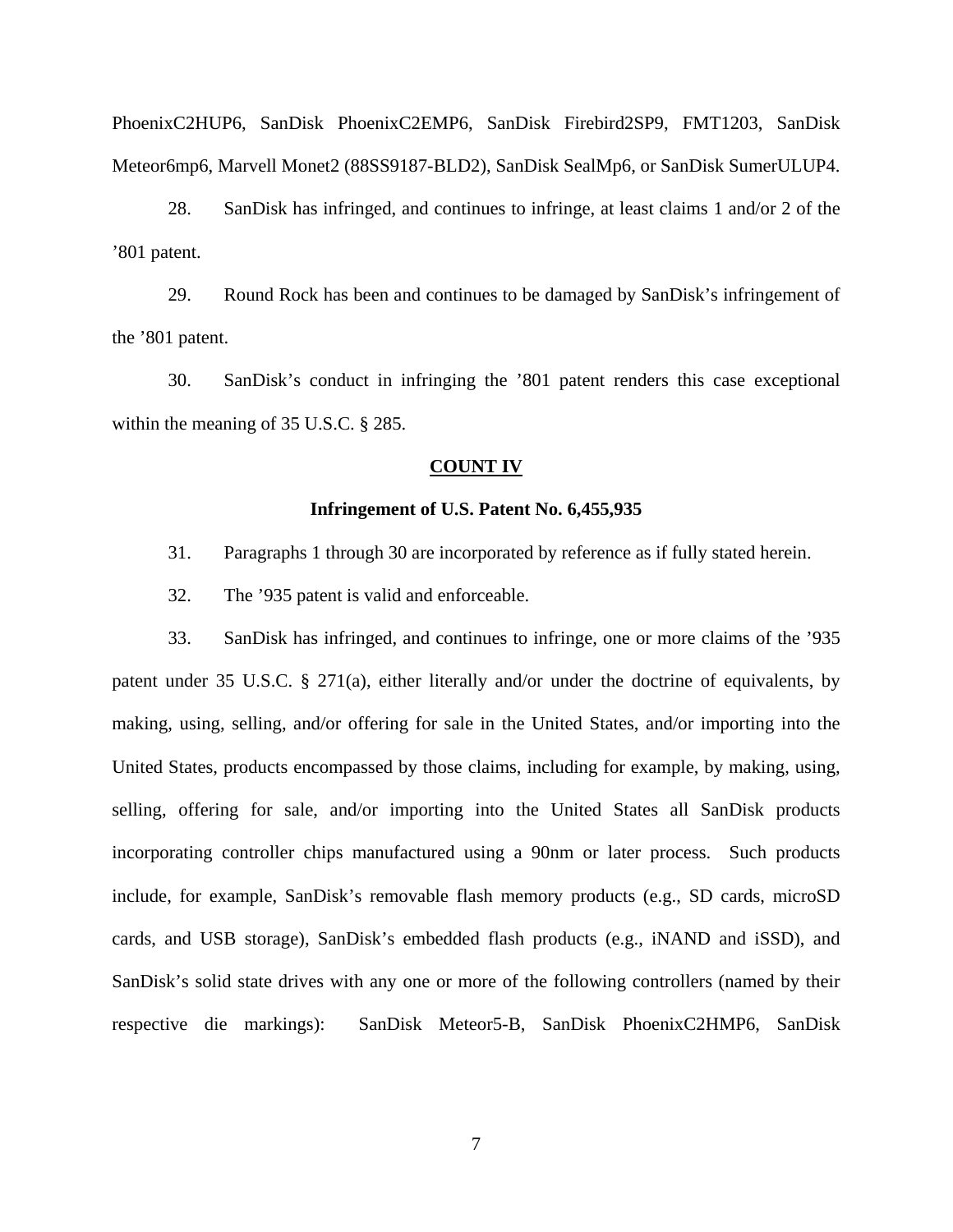PhoenixC2HUP6, SanDisk PhoenixC2EMP6, SanDisk Firebird2SP9, FMT1203, SanDisk Meteor6mp6, Marvell Monet2 (88SS9187-BLD2), SanDisk SealMp6, or SanDisk SumerULUP4.

28. SanDisk has infringed, and continues to infringe, at least claims 1 and/or 2 of the ’801 patent.

29. Round Rock has been and continues to be damaged by SanDisk’s infringement of the ’801 patent.

30. SanDisk’s conduct in infringing the ’801 patent renders this case exceptional within the meaning of 35 U.S.C. § 285.

## COUNT IV

### Infringement of U.S. Patent No. 6,455,935

31. Paragraphs 1 through 30 are incorporated by reference as if fully stated herein.

32. The ’935 patent is valid and enforceable.

33. SanDisk has infringed, and continues to infringe, one or more claims of the ’935 patent under 35 U.S.C. § 271(a), either literally and/or under the doctrine of equivalents, by making, using, selling, and/or offering for sale in the United States, and/or importing into the United States, products encompassed by those claims, including for example, by making, using, selling, offering for sale, and/or importing into the United States all SanDisk products incorporating controller chips manufactured using a 90nm or later process. Such products include, for example, SanDisk’s removable flash memory products (e.g., SD cards, microSD cards, and USB storage), SanDisk’s embedded flash products (e.g., iNAND and iSSD), and SanDisk’s solid state drives with any one or more of the following controllers (named by their respective die markings): SanDisk Meteor5-B, SanDisk PhoenixC2HMP6, SanDisk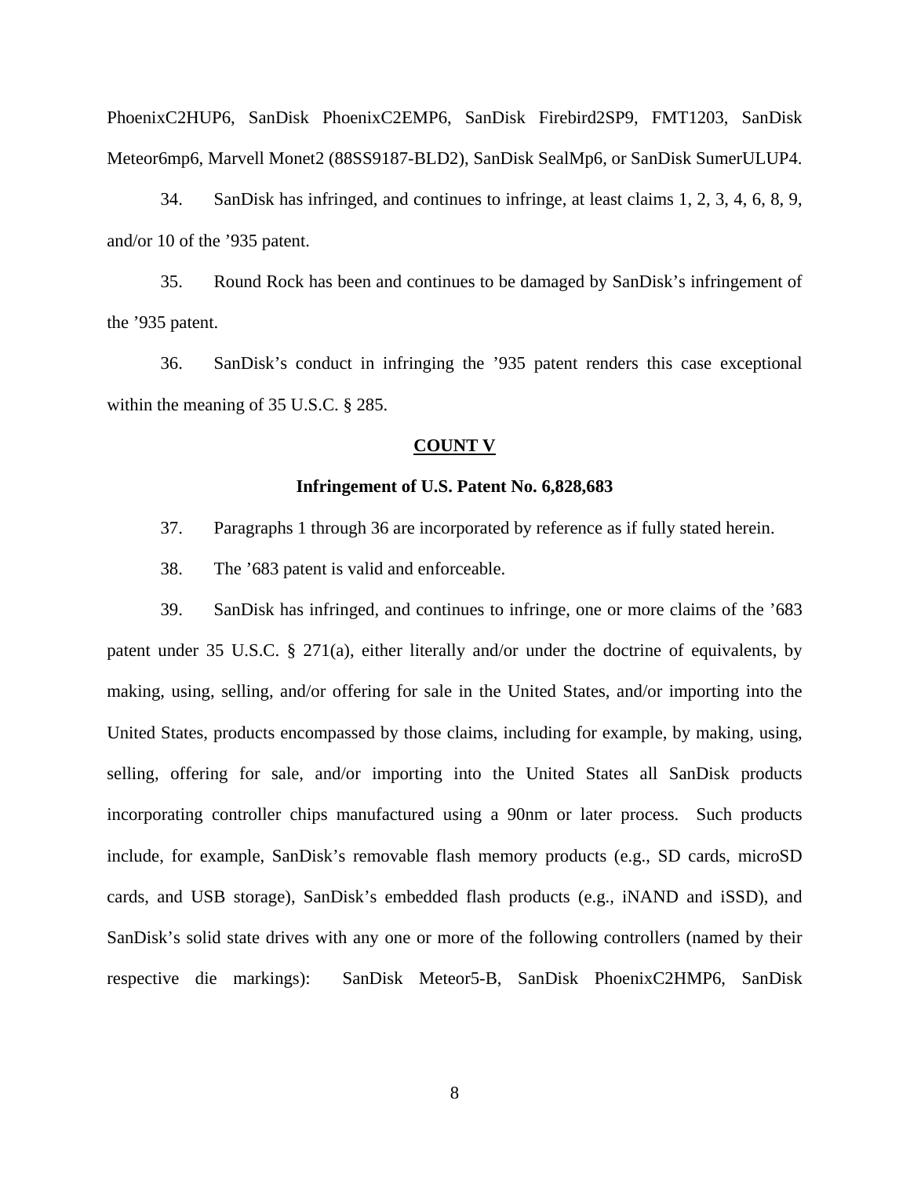PhoenixC2HUP6, SanDisk PhoenixC2EMP6, SanDisk Firebird2SP9, FMT1203, SanDisk Meteor6mp6, Marvell Monet2 (88SS9187-BLD2), SanDisk SealMp6, or SanDisk SumerULUP4.

34. SanDisk has infringed, and continues to infringe, at least claims 1, 2, 3, 4, 6, 8, 9, and/or 10 of the ’935 patent.

35. Round Rock has been and continues to be damaged by SanDisk’s infringement of the ’935 patent.

36. SanDisk’s conduct in infringing the ’935 patent renders this case exceptional within the meaning of 35 U.S.C. § 285.

## COUNT V

### Infringement of U.S. Patent No. 6,828,683

37. Paragraphs 1 through 36 are incorporated by reference as if fully stated herein.

38. The ’683 patent is valid and enforceable.

39. SanDisk has infringed, and continues to infringe, one or more claims of the ’683 patent under 35 U.S.C. § 271(a), either literally and/or under the doctrine of equivalents, by making, using, selling, and/or offering for sale in the United States, and/or importing into the United States, products encompassed by those claims, including for example, by making, using, selling, offering for sale, and/or importing into the United States all SanDisk products incorporating controller chips manufactured using a 90nm or later process. Such products include, for example, SanDisk’s removable flash memory products (e.g., SD cards, microSD cards, and USB storage), SanDisk’s embedded flash products (e.g., iNAND and iSSD), and SanDisk’s solid state drives with any one or more of the following controllers (named by their respective die markings): SanDisk Meteor5-B, SanDisk PhoenixC2HMP6, SanDisk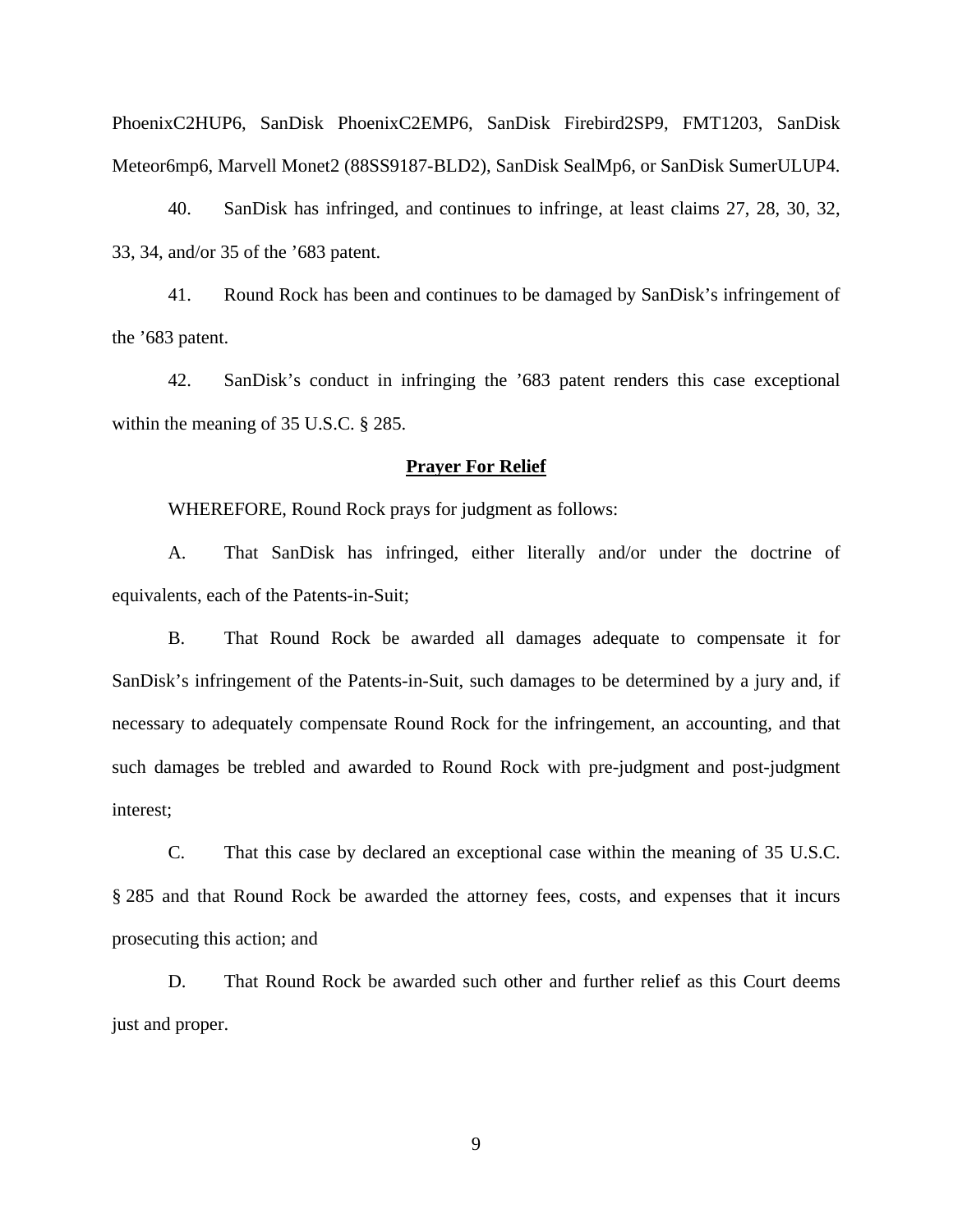PhoenixC2HUP6, SanDisk PhoenixC2EMP6, SanDisk Firebird2SP9, FMT1203, SanDisk Meteor6mp6, Marvell Monet2 (88SS9187-BLD2), SanDisk SealMp6, or SanDisk SumerULUP4.

40. SanDisk has infringed, and continues to infringe, at least claims 27, 28, 30, 32, 33, 34, and/or 35 of the ’683 patent.

41. Round Rock has been and continues to be damaged by SanDisk’s infringement of the ’683 patent.

42. SanDisk’s conduct in infringing the ’683 patent renders this case exceptional within the meaning of 35 U.S.C. § 285.

## **Prayer For Relief**

WHEREFORE, Round Rock prays for judgment as follows:

A. That SanDisk has infringed, either literally and/or under the doctrine of equivalents, each of the Patents-in-Suit;

B. That Round Rock be awarded all damages adequate to compensate it for SanDisk’s infringement of the Patents-in-Suit, such damages to be determined by a jury and, if necessary to adequately compensate Round Rock for the infringement, an accounting, and that such damages be trebled and awarded to Round Rock with pre-judgment and post-judgment interest;

C. That this case by declared an exceptional case within the meaning of 35 U.S.C. § 285 and that Round Rock be awarded the attorney fees, costs, and expenses that it incurs prosecuting this action; and

D. That Round Rock be awarded such other and further relief as this Court deems just and proper.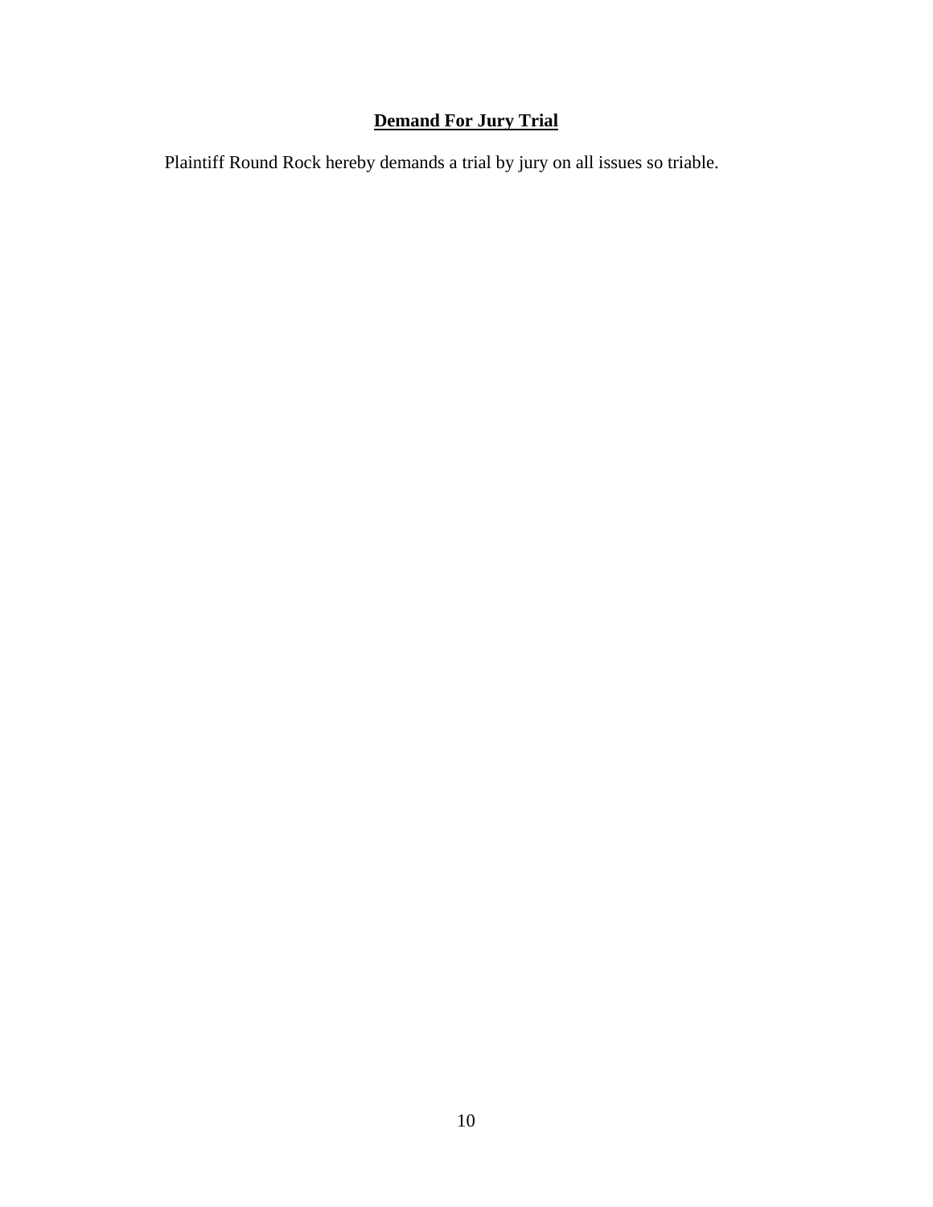## **Demand For Jury Trial**

Plaintiff Round Rock hereby demands a trial by jury on all issues so triable.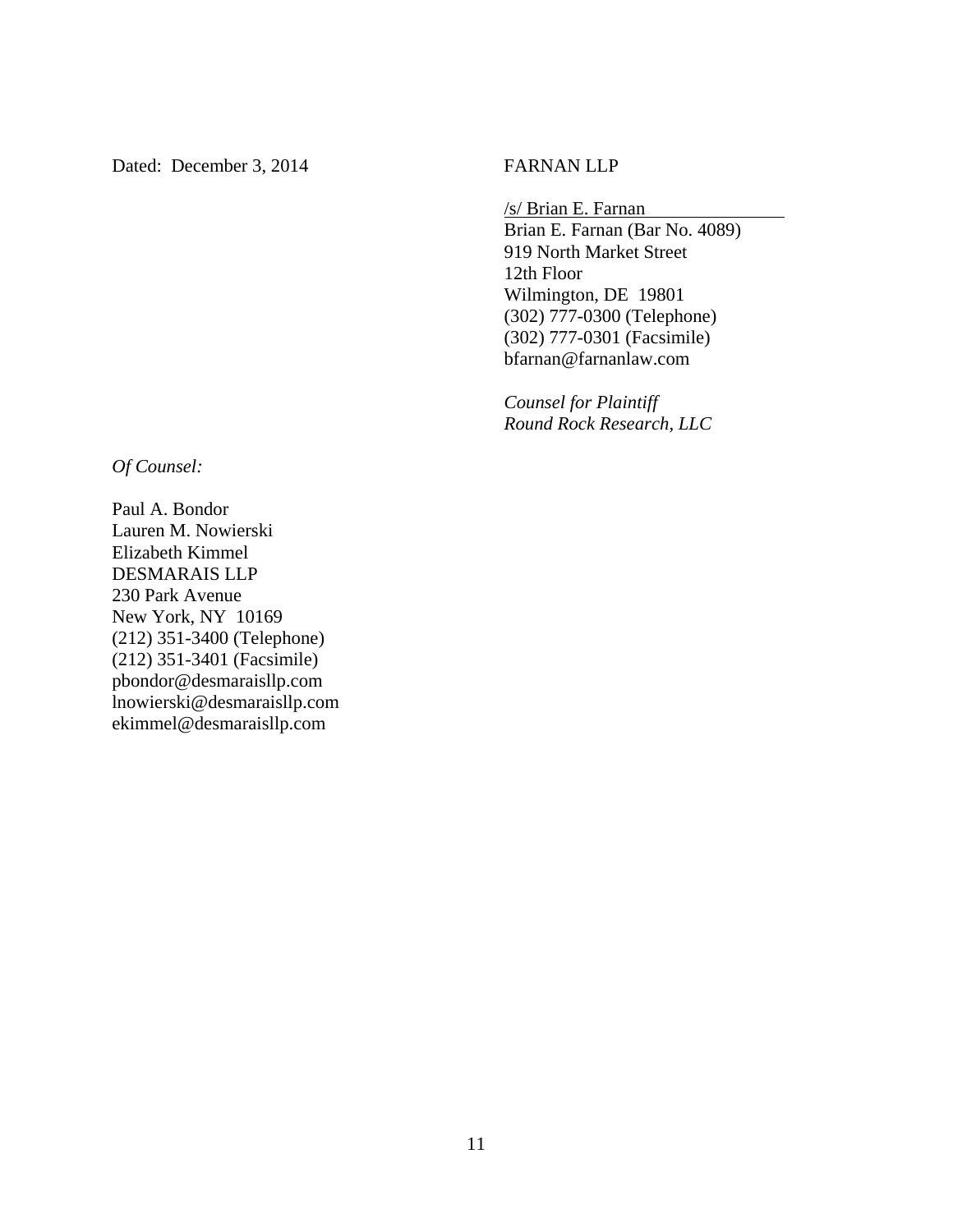Dated: December 3, 2014

FARNAN LLP

/s/ Brian E. Farnan
Brian E. Farnan (Bar No. 4089)
919 North Market Street
12th Floor
Wilmington, DE 19801
(302) 777-0300 (Telephone)
(302) 777-0301 (Facsimile)
bfarnan@farnanlaw.com

*Counsel for Plaintiff*
*Round Rock Research, LLC*

*Of Counsel:*

Paul A. Bondor
Lauren M. Nowierski
Elizabeth Kimmel
DESMARAIS LLP
230 Park Avenue
New York, NY 10169
(212) 351-3400 (Telephone)
(212) 351-3401 (Facsimile)
pbondor@desmaraisllp.com
lnowierski@desmaraisllp.com
ekimmel@desmaraisllp.com